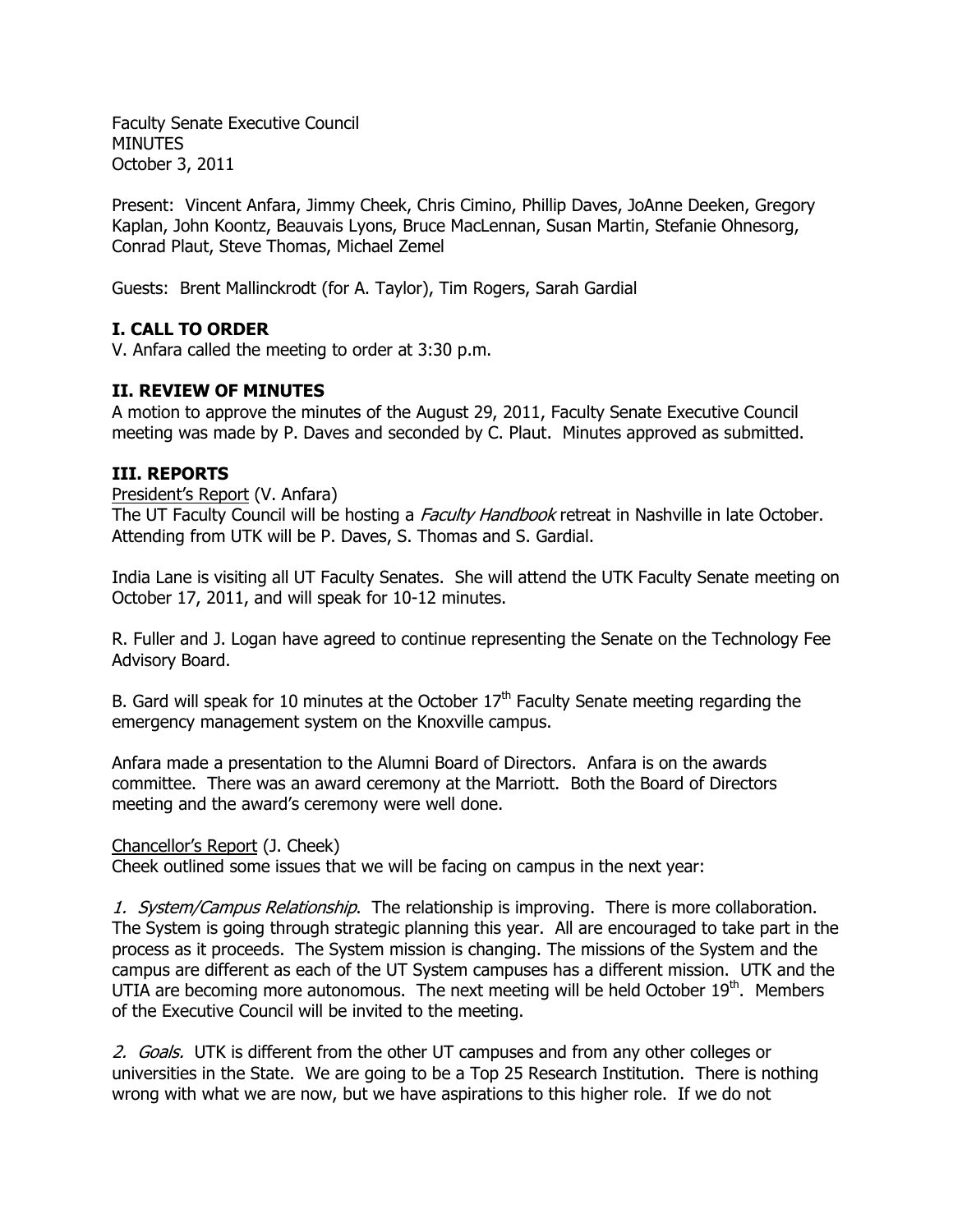Faculty Senate Executive Council
MINUTES
October 3, 2011

Present: Vincent Anfara, Jimmy Cheek, Chris Cimino, Phillip Daves, JoAnne Deeken, Gregory Kaplan, John Koontz, Beauvais Lyons, Bruce MacLennan, Susan Martin, Stefanie Ohnesorg, Conrad Plaut, Steve Thomas, Michael Zemel

Guests: Brent Mallinckrodt (for A. Taylor), Tim Rogers, Sarah Gardial

## I. CALL TO ORDER

V. Anfara called the meeting to order at 3:30 p.m.

## II. REVIEW OF MINUTES

A motion to approve the minutes of the August 29, 2011, Faculty Senate Executive Council meeting was made by P. Daves and seconded by C. Plaut. Minutes approved as submitted.

## III. REPORTS

President's Report (V. Anfara)

The UT Faculty Council will be hosting a *Faculty Handbook* retreat in Nashville in late October. Attending from UTK will be P. Daves, S. Thomas and S. Gardial.

India Lane is visiting all UT Faculty Senates. She will attend the UTK Faculty Senate meeting on October 17, 2011, and will speak for 10-12 minutes.

R. Fuller and J. Logan have agreed to continue representing the Senate on the Technology Fee Advisory Board.

B. Gard will speak for 10 minutes at the October 17th Faculty Senate meeting regarding the emergency management system on the Knoxville campus.

Anfara made a presentation to the Alumni Board of Directors. Anfara is on the awards committee. There was an award ceremony at the Marriott. Both the Board of Directors meeting and the award's ceremony were well done.

Chancellor's Report (J. Cheek)

Cheek outlined some issues that we will be facing on campus in the next year:

*1. System/Campus Relationship*. The relationship is improving. There is more collaboration. The System is going through strategic planning this year. All are encouraged to take part in the process as it proceeds. The System mission is changing. The missions of the System and the campus are different as each of the UT System campuses has a different mission. UTK and the UTIA are becoming more autonomous. The next meeting will be held October 19th. Members of the Executive Council will be invited to the meeting.

*2. Goals.* UTK is different from the other UT campuses and from any other colleges or universities in the State. We are going to be a Top 25 Research Institution. There is nothing wrong with what we are now, but we have aspirations to this higher role. If we do not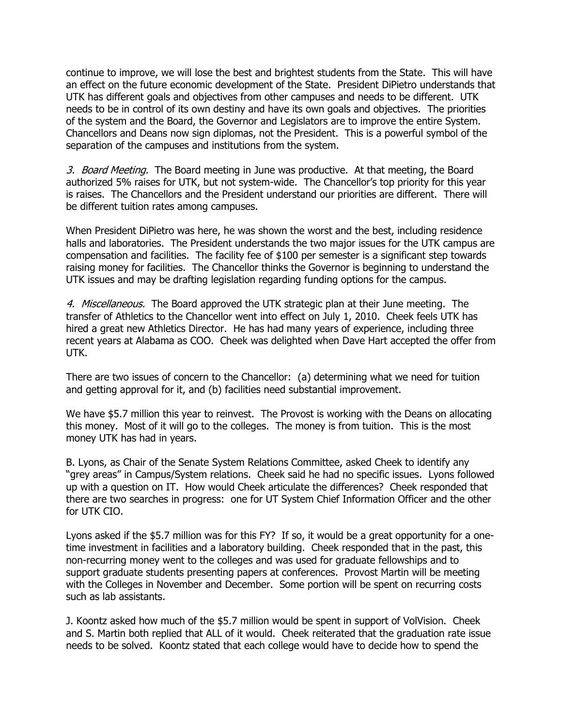continue to improve, we will lose the best and brightest students from the State. This will have an effect on the future economic development of the State. President DiPietro understands that UTK has different goals and objectives from other campuses and needs to be different. UTK needs to be in control of its own destiny and have its own goals and objectives. The priorities of the system and the Board, the Governor and Legislators are to improve the entire System. Chancellors and Deans now sign diplomas, not the President. This is a powerful symbol of the separation of the campuses and institutions from the system.

*3. Board Meeting.* The Board meeting in June was productive. At that meeting, the Board authorized 5% raises for UTK, but not system-wide. The Chancellor's top priority for this year is raises. The Chancellors and the President understand our priorities are different. There will be different tuition rates among campuses.

When President DiPietro was here, he was shown the worst and the best, including residence halls and laboratories. The President understands the two major issues for the UTK campus are compensation and facilities. The facility fee of $100 per semester is a significant step towards raising money for facilities. The Chancellor thinks the Governor is beginning to understand the UTK issues and may be drafting legislation regarding funding options for the campus.

*4. Miscellaneous.* The Board approved the UTK strategic plan at their June meeting. The transfer of Athletics to the Chancellor went into effect on July 1, 2010. Cheek feels UTK has hired a great new Athletics Director. He has had many years of experience, including three recent years at Alabama as COO. Cheek was delighted when Dave Hart accepted the offer from UTK.

There are two issues of concern to the Chancellor: (a) determining what we need for tuition and getting approval for it, and (b) facilities need substantial improvement.

We have $5.7 million this year to reinvest. The Provost is working with the Deans on allocating this money. Most of it will go to the colleges. The money is from tuition. This is the most money UTK has had in years.

B. Lyons, as Chair of the Senate System Relations Committee, asked Cheek to identify any "grey areas" in Campus/System relations. Cheek said he had no specific issues. Lyons followed up with a question on IT. How would Cheek articulate the differences? Cheek responded that there are two searches in progress: one for UT System Chief Information Officer and the other for UTK CIO.

Lyons asked if the $5.7 million was for this FY? If so, it would be a great opportunity for a one-time investment in facilities and a laboratory building. Cheek responded that in the past, this non-recurring money went to the colleges and was used for graduate fellowships and to support graduate students presenting papers at conferences. Provost Martin will be meeting with the Colleges in November and December. Some portion will be spent on recurring costs such as lab assistants.

J. Koontz asked how much of the $5.7 million would be spent in support of VolVision. Cheek and S. Martin both replied that ALL of it would. Cheek reiterated that the graduation rate issue needs to be solved. Koontz stated that each college would have to decide how to spend the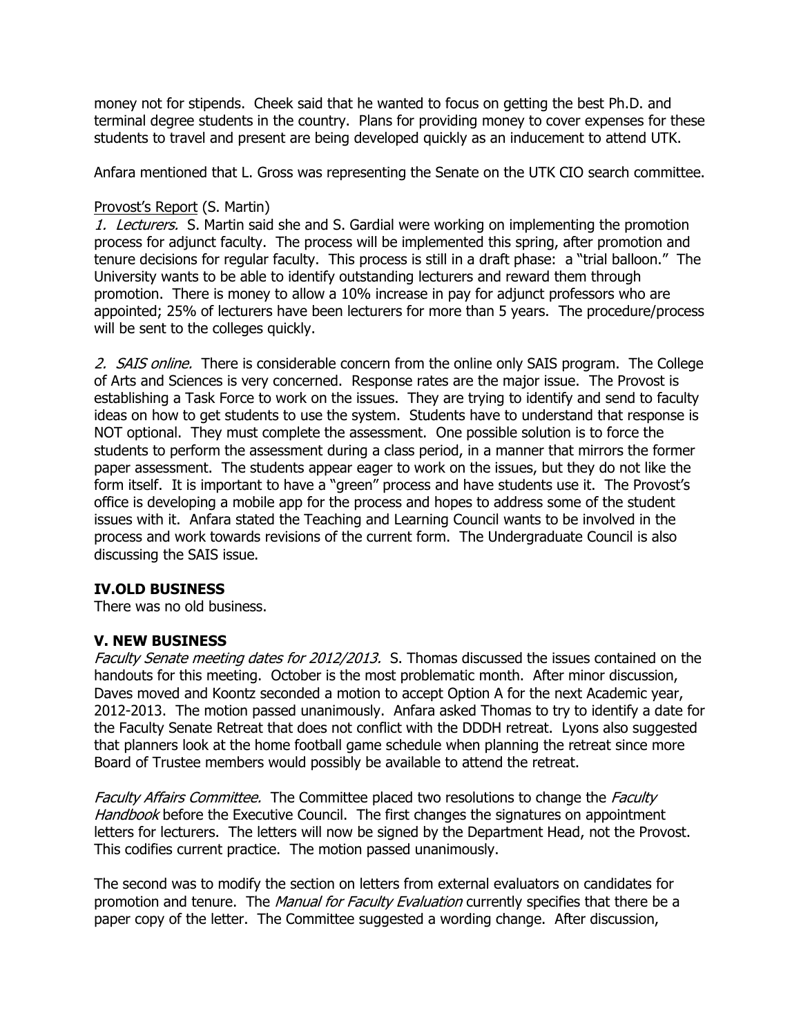money not for stipends. Cheek said that he wanted to focus on getting the best Ph.D. and terminal degree students in the country. Plans for providing money to cover expenses for these students to travel and present are being developed quickly as an inducement to attend UTK.

Anfara mentioned that L. Gross was representing the Senate on the UTK CIO search committee.

Provost's Report (S. Martin)

*1. Lecturers.* S. Martin said she and S. Gardial were working on implementing the promotion process for adjunct faculty. The process will be implemented this spring, after promotion and tenure decisions for regular faculty. This process is still in a draft phase: a "trial balloon." The University wants to be able to identify outstanding lecturers and reward them through promotion. There is money to allow a 10% increase in pay for adjunct professors who are appointed; 25% of lecturers have been lecturers for more than 5 years. The procedure/process will be sent to the colleges quickly.

*2. SAIS online.* There is considerable concern from the online only SAIS program. The College of Arts and Sciences is very concerned. Response rates are the major issue. The Provost is establishing a Task Force to work on the issues. They are trying to identify and send to faculty ideas on how to get students to use the system. Students have to understand that response is NOT optional. They must complete the assessment. One possible solution is to force the students to perform the assessment during a class period, in a manner that mirrors the former paper assessment. The students appear eager to work on the issues, but they do not like the form itself. It is important to have a "green" process and have students use it. The Provost's office is developing a mobile app for the process and hopes to address some of the student issues with it. Anfara stated the Teaching and Learning Council wants to be involved in the process and work towards revisions of the current form. The Undergraduate Council is also discussing the SAIS issue.

**IV.OLD BUSINESS**

There was no old business.

**V. NEW BUSINESS**

*Faculty Senate meeting dates for 2012/2013.* S. Thomas discussed the issues contained on the handouts for this meeting. October is the most problematic month. After minor discussion, Daves moved and Koontz seconded a motion to accept Option A for the next Academic year, 2012-2013. The motion passed unanimously. Anfara asked Thomas to try to identify a date for the Faculty Senate Retreat that does not conflict with the DDDH retreat. Lyons also suggested that planners look at the home football game schedule when planning the retreat since more Board of Trustee members would possibly be available to attend the retreat.

*Faculty Affairs Committee.* The Committee placed two resolutions to change the *Faculty Handbook* before the Executive Council. The first changes the signatures on appointment letters for lecturers. The letters will now be signed by the Department Head, not the Provost. This codifies current practice. The motion passed unanimously.

The second was to modify the section on letters from external evaluators on candidates for promotion and tenure. The *Manual for Faculty Evaluation* currently specifies that there be a paper copy of the letter. The Committee suggested a wording change. After discussion,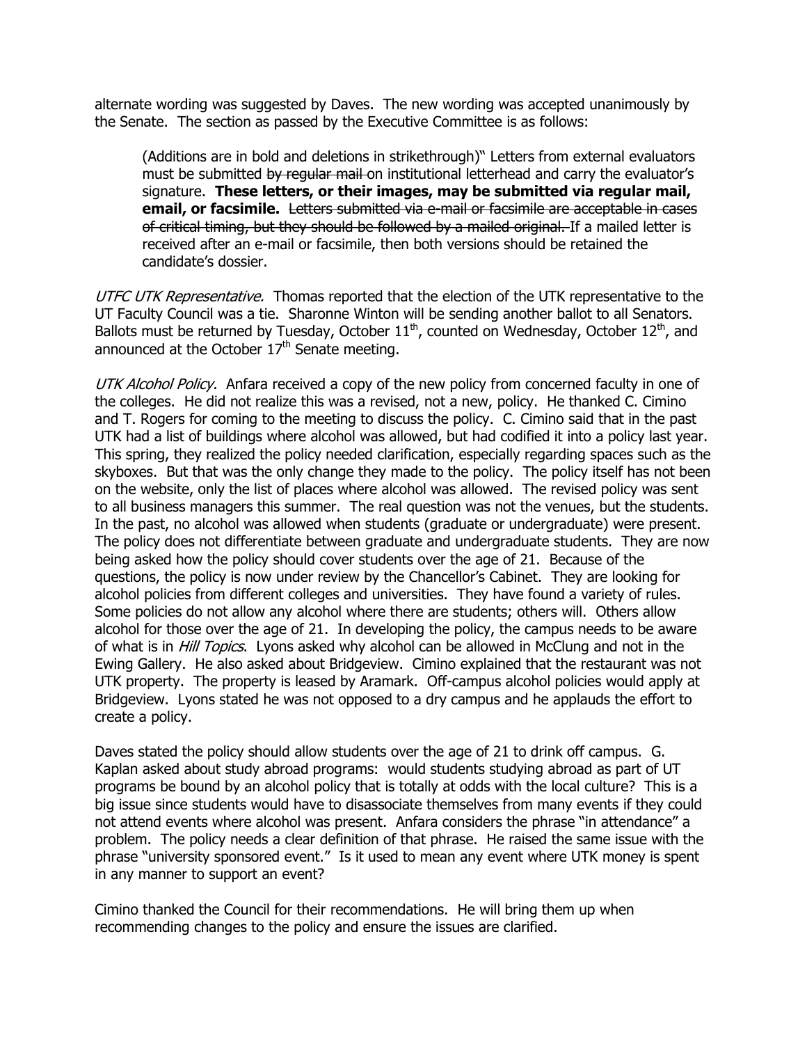alternate wording was suggested by Daves. The new wording was accepted unanimously by the Senate. The section as passed by the Executive Committee is as follows:

> (Additions are in bold and deletions in strikethrough)" Letters from external evaluators must be submitted ~~by regular mail~~ on institutional letterhead and carry the evaluator's signature. **These letters, or their images, may be submitted via regular mail, email, or facsimile.** ~~Letters submitted via e-mail or facsimile are acceptable in cases of critical timing, but they should be followed by a mailed original.~~ If a mailed letter is received after an e-mail or facsimile, then both versions should be retained the candidate's dossier.

*UTFC UTK Representative.* Thomas reported that the election of the UTK representative to the UT Faculty Council was a tie. Sharonne Winton will be sending another ballot to all Senators. Ballots must be returned by Tuesday, October 11th, counted on Wednesday, October 12th, and announced at the October 17th Senate meeting.

*UTK Alcohol Policy.* Anfara received a copy of the new policy from concerned faculty in one of the colleges. He did not realize this was a revised, not a new, policy. He thanked C. Cimino and T. Rogers for coming to the meeting to discuss the policy. C. Cimino said that in the past UTK had a list of buildings where alcohol was allowed, but had codified it into a policy last year. This spring, they realized the policy needed clarification, especially regarding spaces such as the skyboxes. But that was the only change they made to the policy. The policy itself has not been on the website, only the list of places where alcohol was allowed. The revised policy was sent to all business managers this summer. The real question was not the venues, but the students. In the past, no alcohol was allowed when students (graduate or undergraduate) were present. The policy does not differentiate between graduate and undergraduate students. They are now being asked how the policy should cover students over the age of 21. Because of the questions, the policy is now under review by the Chancellor's Cabinet. They are looking for alcohol policies from different colleges and universities. They have found a variety of rules. Some policies do not allow any alcohol where there are students; others will. Others allow alcohol for those over the age of 21. In developing the policy, the campus needs to be aware of what is in *Hill Topics*. Lyons asked why alcohol can be allowed in McClung and not in the Ewing Gallery. He also asked about Bridgeview. Cimino explained that the restaurant was not UTK property. The property is leased by Aramark. Off-campus alcohol policies would apply at Bridgeview. Lyons stated he was not opposed to a dry campus and he applauds the effort to create a policy.

Daves stated the policy should allow students over the age of 21 to drink off campus. G. Kaplan asked about study abroad programs: would students studying abroad as part of UT programs be bound by an alcohol policy that is totally at odds with the local culture? This is a big issue since students would have to disassociate themselves from many events if they could not attend events where alcohol was present. Anfara considers the phrase "in attendance" a problem. The policy needs a clear definition of that phrase. He raised the same issue with the phrase "university sponsored event." Is it used to mean any event where UTK money is spent in any manner to support an event?

Cimino thanked the Council for their recommendations. He will bring them up when recommending changes to the policy and ensure the issues are clarified.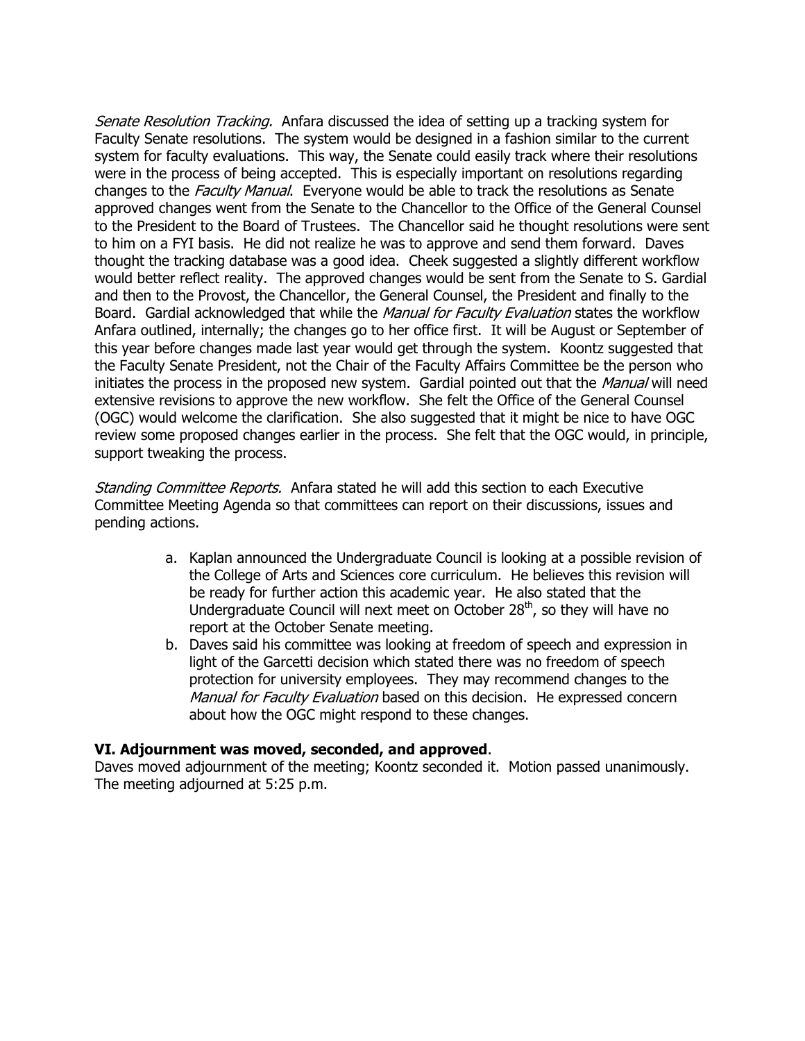*Senate Resolution Tracking.* Anfara discussed the idea of setting up a tracking system for Faculty Senate resolutions. The system would be designed in a fashion similar to the current system for faculty evaluations. This way, the Senate could easily track where their resolutions were in the process of being accepted. This is especially important on resolutions regarding changes to the *Faculty Manual*. Everyone would be able to track the resolutions as Senate approved changes went from the Senate to the Chancellor to the Office of the General Counsel to the President to the Board of Trustees. The Chancellor said he thought resolutions were sent to him on a FYI basis. He did not realize he was to approve and send them forward. Daves thought the tracking database was a good idea. Cheek suggested a slightly different workflow would better reflect reality. The approved changes would be sent from the Senate to S. Gardial and then to the Provost, the Chancellor, the General Counsel, the President and finally to the Board. Gardial acknowledged that while the *Manual for Faculty Evaluation* states the workflow Anfara outlined, internally; the changes go to her office first. It will be August or September of this year before changes made last year would get through the system. Koontz suggested that the Faculty Senate President, not the Chair of the Faculty Affairs Committee be the person who initiates the process in the proposed new system. Gardial pointed out that the *Manual* will need extensive revisions to approve the new workflow. She felt the Office of the General Counsel (OGC) would welcome the clarification. She also suggested that it might be nice to have OGC review some proposed changes earlier in the process. She felt that the OGC would, in principle, support tweaking the process.

*Standing Committee Reports.* Anfara stated he will add this section to each Executive Committee Meeting Agenda so that committees can report on their discussions, issues and pending actions.

a. Kaplan announced the Undergraduate Council is looking at a possible revision of the College of Arts and Sciences core curriculum. He believes this revision will be ready for further action this academic year. He also stated that the Undergraduate Council will next meet on October 28th, so they will have no report at the October Senate meeting.
b. Daves said his committee was looking at freedom of speech and expression in light of the Garcetti decision which stated there was no freedom of speech protection for university employees. They may recommend changes to the *Manual for Faculty Evaluation* based on this decision. He expressed concern about how the OGC might respond to these changes.

**VI. Adjournment was moved, seconded, and approved**.

Daves moved adjournment of the meeting; Koontz seconded it. Motion passed unanimously. The meeting adjourned at 5:25 p.m.